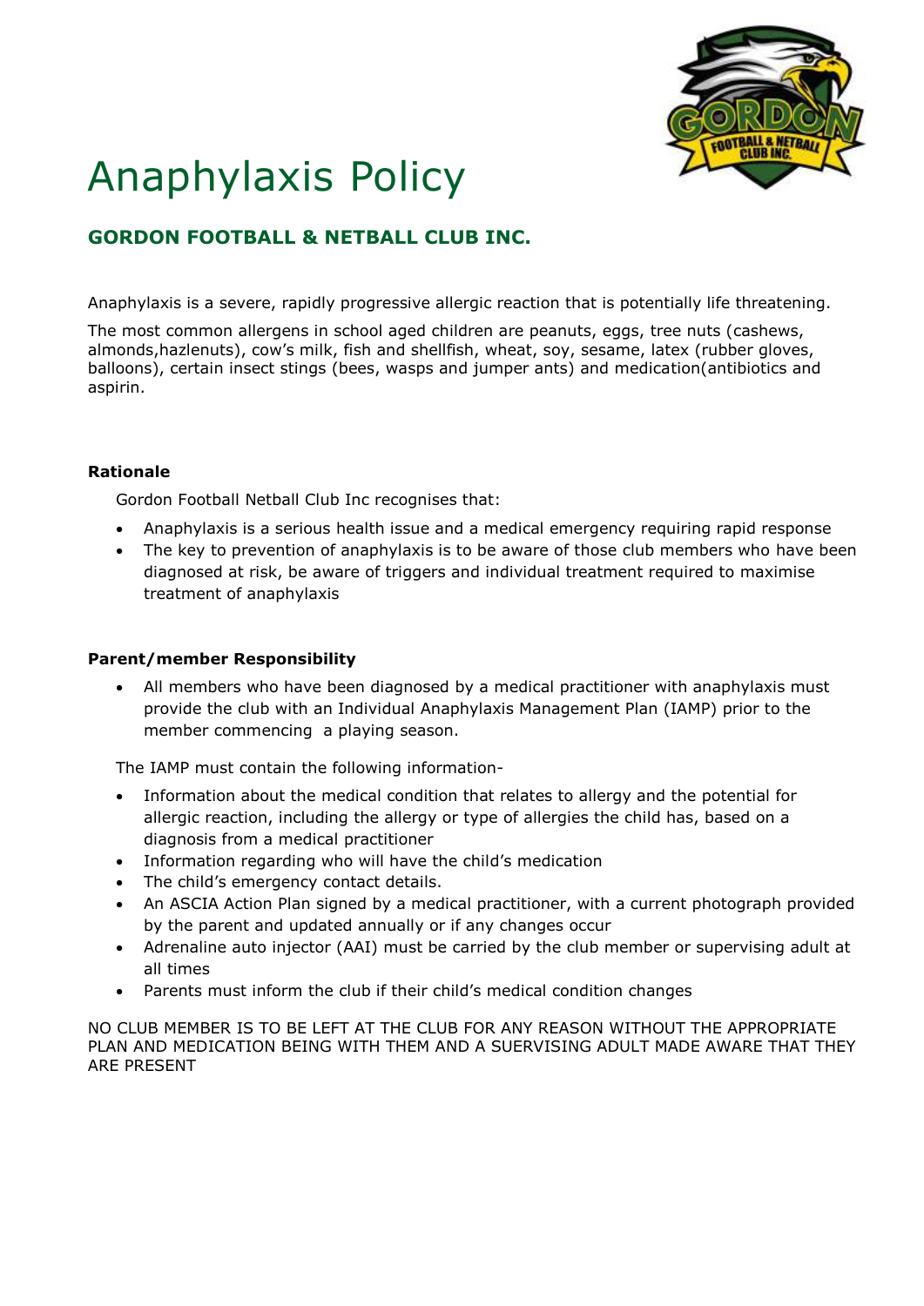# Anaphylaxis Policy

## GORDON FOOTBALL & NETBALL CLUB INC.

Anaphylaxis is a severe, rapidly progressive allergic reaction that is potentially life threatening.

The most common allergens in school aged children are peanuts, eggs, tree nuts (cashews, almonds,hazlenuts), cow's milk, fish and shellfish, wheat, soy, sesame, latex (rubber gloves, balloons), certain insect stings (bees, wasps and jumper ants) and medication(antibiotics and aspirin.

**Rationale**

Gordon Football Netball Club Inc recognises that:

- Anaphylaxis is a serious health issue and a medical emergency requiring rapid response
- The key to prevention of anaphylaxis is to be aware of those club members who have been diagnosed at risk, be aware of triggers and individual treatment required to maximise treatment of anaphylaxis

**Parent/member Responsibility**

- All members who have been diagnosed by a medical practitioner with anaphylaxis must provide the club with an Individual Anaphylaxis Management Plan (IAMP) prior to the member commencing a playing season.

The IAMP must contain the following information-

- Information about the medical condition that relates to allergy and the potential for allergic reaction, including the allergy or type of allergies the child has, based on a diagnosis from a medical practitioner
- Information regarding who will have the child's medication
- The child's emergency contact details.
- An ASCIA Action Plan signed by a medical practitioner, with a current photograph provided by the parent and updated annually or if any changes occur
- Adrenaline auto injector (AAI) must be carried by the club member or supervising adult at all times
- Parents must inform the club if their child's medical condition changes

NO CLUB MEMBER IS TO BE LEFT AT THE CLUB FOR ANY REASON WITHOUT THE APPROPRIATE PLAN AND MEDICATION BEING WITH THEM AND A SUERVISING ADULT MADE AWARE THAT THEY ARE PRESENT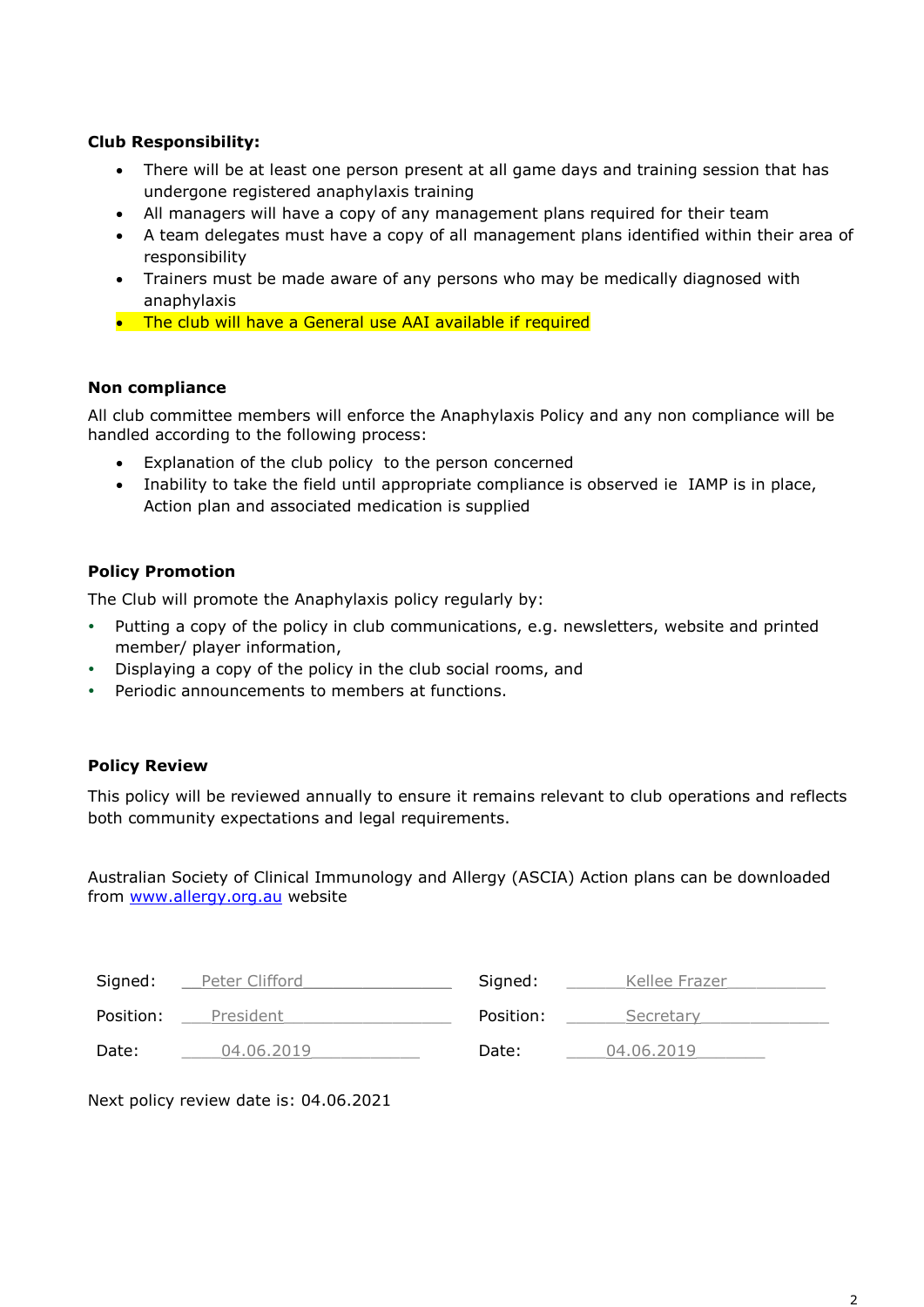**Club Responsibility:**

- There will be at least one person present at all game days and training session that has undergone registered anaphylaxis training
- All managers will have a copy of any management plans required for their team
- A team delegates must have a copy of all management plans identified within their area of responsibility
- Trainers must be made aware of any persons who may be medically diagnosed with anaphylaxis
- The club will have a General use AAI available if required

**Non compliance**

All club committee members will enforce the Anaphylaxis Policy and any non compliance will be handled according to the following process:

- Explanation of the club policy to the person concerned
- Inability to take the field until appropriate compliance is observed ie IAMP is in place, Action plan and associated medication is supplied

**Policy Promotion**

The Club will promote the Anaphylaxis policy regularly by:

- Putting a copy of the policy in club communications, e.g. newsletters, website and printed member/ player information,
- Displaying a copy of the policy in the club social rooms, and
- Periodic announcements to members at functions.

**Policy Review**

This policy will be reviewed annually to ensure it remains relevant to club operations and reflects both community expectations and legal requirements.

Australian Society of Clinical Immunology and Allergy (ASCIA) Action plans can be downloaded from www.allergy.org.au website

| | | | |
|---|---|---|---|
| Signed: | Peter Clifford | Signed: | Kellee Frazer |
| Position: | President | Position: | Secretary |
| Date: | 04.06.2019 | Date: | 04.06.2019 |

Next policy review date is: 04.06.2021